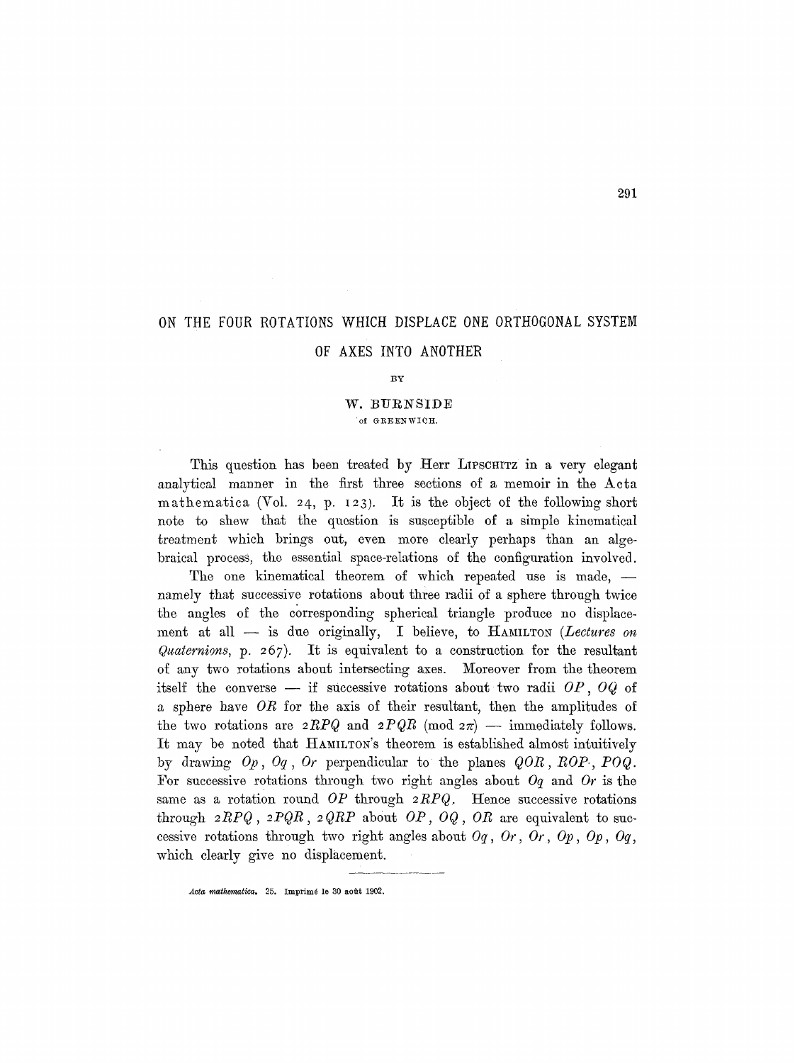# ON THE FOUR ROTATIONS WHICH DISPLACE ONE ORTHOGONAL SYSTEM OF AXES INTO ANOTHER

BY

W. BURNSIDE

of GREENWICH.

This question has been treated by Herr LIPSCHITZ in a very elegant analytical manner in the first three sections of a memoir in the Acta mathematica (Vol. 24, p. 123). It is the object of the following short note to shew that the question is susceptible of a simple kinematical treatment which brings out, even more clearly perhaps than an algebraical process, the essential space-relations of the configuration involved.

The one kinematical theorem of which repeated use is made, — namely that successive rotations about three radii of a sphere through twice the angles of the corresponding spherical triangle produce no displacement at all — is due originally, I believe, to HAMILTON (*Lectures on Quaternions*, p. 267). It is equivalent to a construction for the resultant of any two rotations about intersecting axes. Moreover from the theorem itself the converse — if successive rotations about two radii $OP$, $OQ$ of a sphere have $OR$ for the axis of their resultant, then the amplitudes of the two rotations are $2RPQ$ and $2PQR$ (mod $2\pi$) — immediately follows. It may be noted that HAMILTON's theorem is established almost intuitively by drawing $Op$, $Oq$, $Or$ perpendicular to the planes $QOR$, $ROP$, $POQ$. For successive rotations through two right angles about $Oq$ and $Or$ is the same as a rotation round $OP$ through $2RPQ$. Hence successive rotations through $2RPQ$, $2PQR$, $2QRP$ about $OP$, $OQ$, $OR$ are equivalent to successive rotations through two right angles about $Oq$, $Or$, $Or$, $Op$, $Op$, $Oq$, which clearly give no displacement.

*Acta mathematica.* 25. Imprimé le 30 août 1902.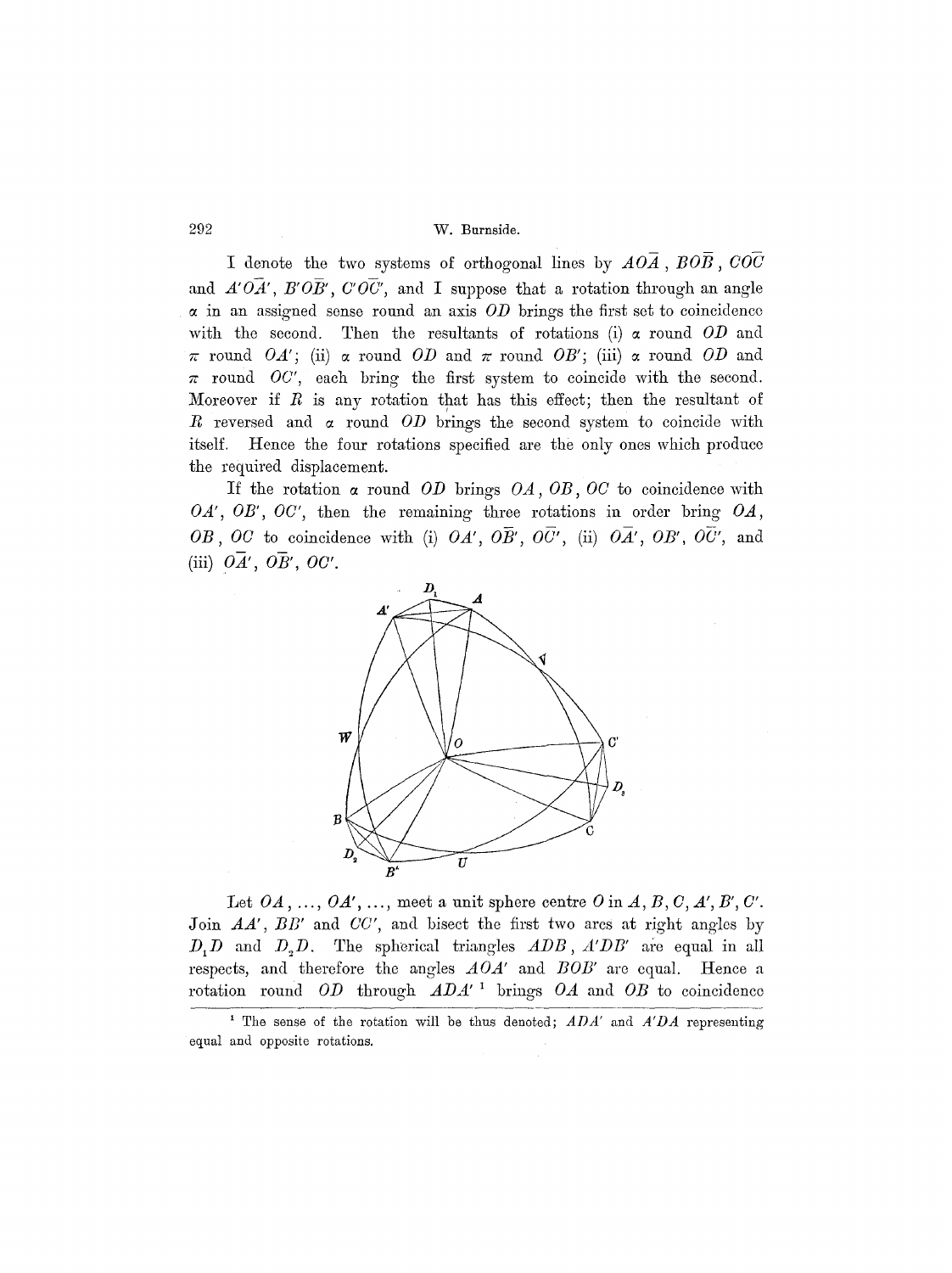I denote the two systems of orthogonal lines by $AO\bar{A}$, $BO\bar{B}$, $CO\bar{C}$ and $A'O\bar{A}'$, $B'O\bar{B}'$, $C'O\bar{C}'$, and I suppose that a rotation through an angle $\alpha$ in an assigned sense round an axis $OD$ brings the first set to coincidence with the second. Then the resultants of rotations (i) $\alpha$ round $OD$ and $\pi$ round $OA'$; (ii) $\alpha$ round $OD$ and $\pi$ round $OB'$; (iii) $\alpha$ round $OD$ and $\pi$ round $OC'$, each bring the first system to coincide with the second. Moreover if $R$ is any rotation that has this effect; then the resultant of $R$ reversed and $\alpha$ round $OD$ brings the second system to coincide with itself. Hence the four rotations specified are the only ones which produce the required displacement.

If the rotation $\alpha$ round $OD$ brings $OA$, $OB$, $OC$ to coincidence with $OA'$, $OB'$, $OC'$, then the remaining three rotations in order bring $OA$, $OB$, $OC$ to coincidence with (i) $OA'$, $O\bar{B}'$, $O\bar{C}'$, (ii) $O\bar{A}'$, $OB'$, $O\bar{C}'$, and (iii) $O\bar{A}'$, $O\bar{B}'$, $OC'$.

Let $OA$, ..., $OA'$, ..., meet a unit sphere centre $O$ in $A, B, C, A', B', C'$. Join $AA'$, $BB'$ and $CC'$, and bisect the first two arcs at right angles by $D_1D$ and $D_2D$. The spherical triangles $ADB$, $A'DB'$ are equal in all respects, and therefore the angles $AOA'$ and $BOB'$ are equal. Hence a rotation round $OD$ through $ADA'$ [1] brings $OA$ and $OB$ to coincidence

[1] The sense of the rotation will be thus denoted; $ADA'$ and $A'DA$ representing equal and opposite rotations.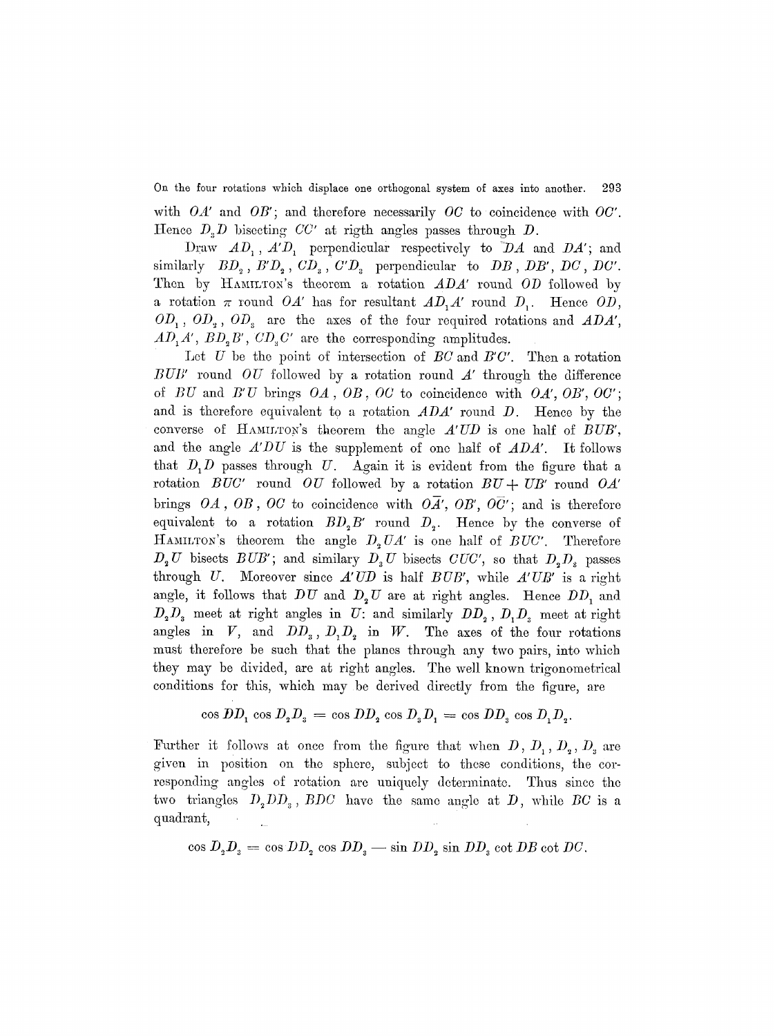with $OA'$ and $OB'$; and therefore necessarily $OC$ to coincidence with $OC'$. Hence $D_3D$ bisecting $CC'$ at rigth angles passes through $D$.

Draw $AD_1$, $A'D_1$ perpendicular respectively to $DA$ and $DA'$; and similarly $BD_2$, $B'D_2$, $CD_3$, $C'D_3$ perpendicular to $DB$, $DB'$, $DC$, $DC'$. Then by HAMILTON's theorem a rotation $ADA'$ round $OD$ followed by a rotation $\pi$ round $OA'$ has for resultant $AD_1A'$ round $D_1$. Hence $OD$, $OD_1$, $OD_2$, $OD_3$ are the axes of the four required rotations and $ADA'$, $AD_1A'$, $BD_2B'$, $CD_3C'$ are the corresponding amplitudes.

Let $U$ be the point of intersection of $BC$ and $B'C'$. Then a rotation $BUB'$ round $OU$ followed by a rotation round $A'$ through the difference of $BU$ and $B'U$ brings $OA$, $OB$, $OC$ to coincidence with $OA'$, $OB'$, $OC'$; and is therefore equivalent to a rotation $ADA'$ round $D$. Hence by the converse of HAMILTON's theorem the angle $A'UD$ is one half of $BUB'$, and the angle $A'DU$ is the supplement of one half of $ADA'$. It follows that $D_1D$ passes through $U$. Again it is evident from the figure that a rotation $BUC'$ round $OU$ followed by a rotation $BU + UB'$ round $OA'$ brings $OA$, $OB$, $OC$ to coincidence with $O\bar{A}'$, $OB'$, $O\bar{C}'$; and is therefore equivalent to a rotation $BD_2B'$ round $D_2$. Hence by the converse of HAMILTON's theorem the angle $D_2UA'$ is one half of $BUC'$. Therefore $D_2U$ bisects $BUB'$; and similary $D_3U$ bisects $CUC'$, so that $D_2D_3$ passes through $U$. Moreover since $A'UD$ is half $BUB'$, while $A'UB'$ is a right angle, it follows that $DU$ and $D_2U$ are at right angles. Hence $DD_1$ and $D_2D_3$ meet at right angles in $U$: and similarly $DD_2$, $D_1D_3$ meet at right angles in $V$, and $DD_3$, $D_1D_2$ in $W$. The axes of the four rotations must therefore be such that the planes through any two pairs, into which they may be divided, are at right angles. The well known trigonometrical conditions for this, which may be derived directly from the figure, are

$$\cos DD_1 \cos D_2D_3 = \cos DD_2 \cos D_3D_1 = \cos DD_3 \cos D_1D_2.$$

Further it follows at once from the figure that when $D$, $D_1$, $D_2$, $D_3$ are given in position on the sphere, subject to these conditions, the corresponding angles of rotation are uniquely determinate. Thus since the two triangles $D_2DD_3$, $BDC$ have the same angle at $D$, while $BC$ is a quadrant,

$$\cos D_2D_3 = \cos DD_2 \cos DD_3 - \sin DD_2 \sin DD_3 \cot DB \cot DC.$$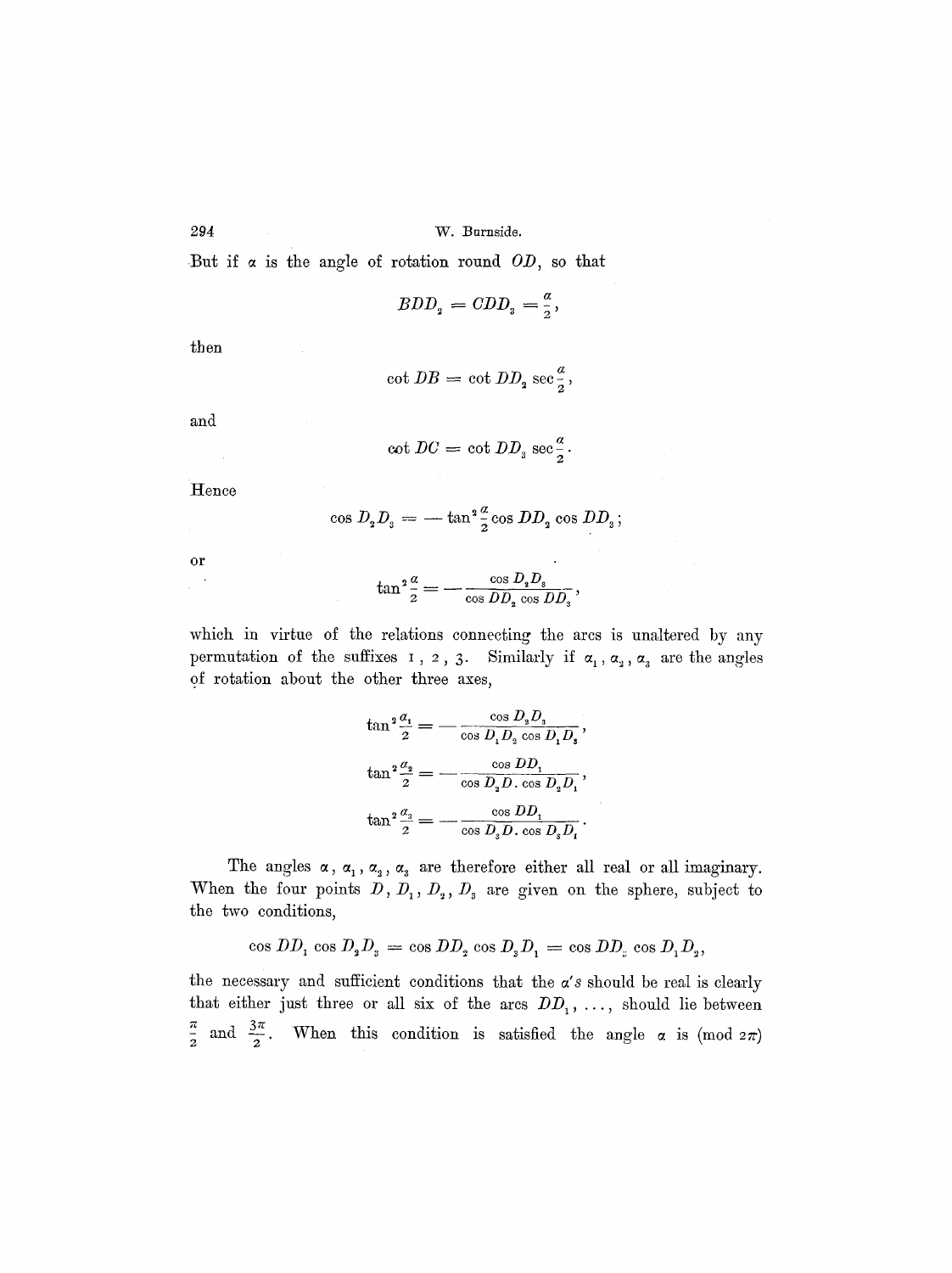But if $\alpha$ is the angle of rotation round $OD$, so that

$$BDD_2 = CDD_3 = \frac{\alpha}{2},$$

then

$$\cot DB = \cot DD_2 \sec \frac{\alpha}{2},$$

and

$$\cot DC = \cot DD_3 \sec \frac{\alpha}{2}.$$

Hence

$$\cos D_2 D_3 = -\tan^2 \frac{\alpha}{2} \cos DD_2 \cos DD_3;$$

or

$$\tan^2 \frac{\alpha}{2} = -\frac{\cos D_2 D_3}{\cos DD_2 \cos DD_3},$$

which in virtue of the relations connecting the arcs is unaltered by any permutation of the suffixes 1, 2, 3. Similarly if $\alpha_1, \alpha_2, \alpha_3$ are the angles of rotation about the other three axes,

$$\tan^2 \frac{\alpha_1}{2} = -\frac{\cos D_2 D_3}{\cos D_1 D_2 \cos D_1 D_3},$$

$$\tan^2 \frac{\alpha_2}{2} = -\frac{\cos DD_1}{\cos D_2 D . \cos D_2 D_1},$$

$$\tan^2 \frac{\alpha_3}{2} = -\frac{\cos DD_1}{\cos D_3 D . \cos D_3 D_1}.$$

The angles $\alpha, \alpha_1, \alpha_2, \alpha_3$ are therefore either all real or all imaginary. When the four points $D, D_1, D_2, D_3$ are given on the sphere, subject to the two conditions,

$$\cos DD_1 \cos D_2 D_3 = \cos DD_2 \cos D_3 D_1 = \cos DD_3 \cos D_1 D_2,$$

the necessary and sufficient conditions that the $\alpha$'s should be real is clearly that either just three or all six of the arcs $DD_1, \ldots,$ should lie between $\frac{\pi}{2}$ and $\frac{3\pi}{2}$. When this condition is satisfied the angle $\alpha$ is (mod $2\pi$)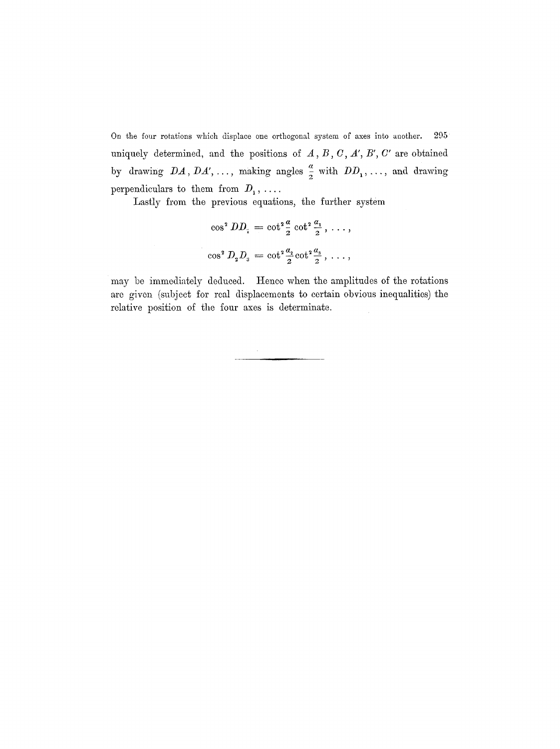uniquely determined, and the positions of $A, B, C, A', B', C'$ are obtained by drawing $DA, DA', \ldots$, making angles $\frac{\alpha}{2}$ with $DD_1, \ldots$, and drawing perpendiculars to them from $D_1, \ldots$.

Lastly from the previous equations, the further system

$$\cos^2 DD_1 = \cot^2 \frac{\alpha}{2} \cot^2 \frac{\alpha_1}{2}, \ldots,$$

$$\cos^2 D_2 D_3 = \cot^2 \frac{\alpha_2}{2} \cot^2 \frac{\alpha_3}{2}, \ldots,$$

may be immediately deduced. Hence when the amplitudes of the rotations are given (subject for real displacements to certain obvious inequalities) the relative position of the four axes is determinate.